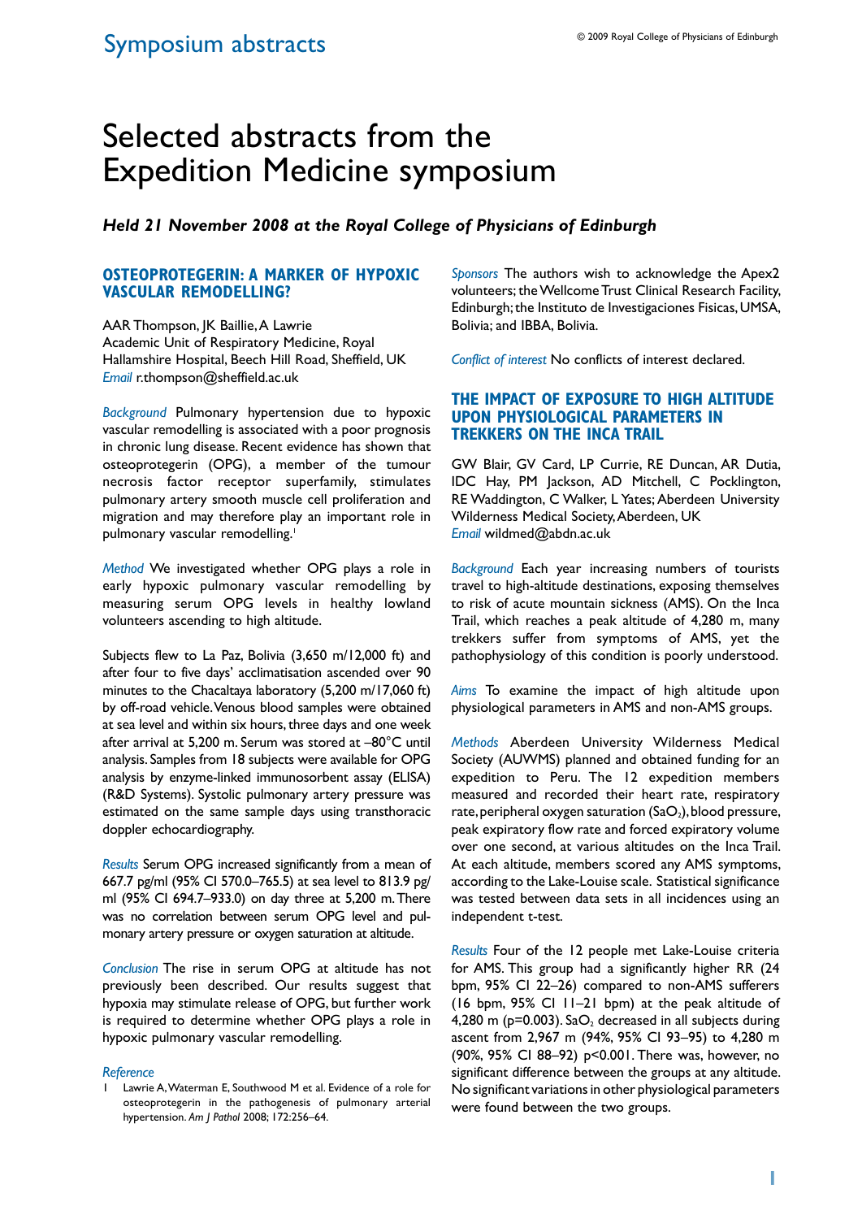# Selected abstracts from the Expedition Medicine symposium

***Held 21 November 2008 at the Royal College of Physicians of Edinburgh***

## OSTEOPROTEGERIN: A MARKER OF HYPOXIC VASCULAR REMODELLING?

AAR Thompson, JK Baillie, A Lawrie
Academic Unit of Respiratory Medicine, Royal Hallamshire Hospital, Beech Hill Road, Sheffield, UK
*Email* r.thompson@sheffield.ac.uk

*Background* Pulmonary hypertension due to hypoxic vascular remodelling is associated with a poor prognosis in chronic lung disease. Recent evidence has shown that osteoprotegerin (OPG), a member of the tumour necrosis factor receptor superfamily, stimulates pulmonary artery smooth muscle cell proliferation and migration and may therefore play an important role in pulmonary vascular remodelling.[1]

*Method* We investigated whether OPG plays a role in early hypoxic pulmonary vascular remodelling by measuring serum OPG levels in healthy lowland volunteers ascending to high altitude.

Subjects flew to La Paz, Bolivia (3,650 m/12,000 ft) and after four to five days' acclimatisation ascended over 90 minutes to the Chacaltaya laboratory (5,200 m/17,060 ft) by off-road vehicle. Venous blood samples were obtained at sea level and within six hours, three days and one week after arrival at 5,200 m. Serum was stored at –80°C until analysis. Samples from 18 subjects were available for OPG analysis by enzyme-linked immunosorbent assay (ELISA) (R&D Systems). Systolic pulmonary artery pressure was estimated on the same sample days using transthoracic doppler echocardiography.

*Results* Serum OPG increased significantly from a mean of 667.7 pg/ml (95% CI 570.0–765.5) at sea level to 813.9 pg/ml (95% CI 694.7–933.0) on day three at 5,200 m. There was no correlation between serum OPG level and pulmonary artery pressure or oxygen saturation at altitude.

*Conclusion* The rise in serum OPG at altitude has not previously been described. Our results suggest that hypoxia may stimulate release of OPG, but further work is required to determine whether OPG plays a role in hypoxic pulmonary vascular remodelling.

*Reference*

1 Lawrie A, Waterman E, Southwood M et al. Evidence of a role for osteoprotegerin in the pathogenesis of pulmonary arterial hypertension. *Am J Pathol* 2008; 172:256–64.

*Sponsors* The authors wish to acknowledge the Apex2 volunteers; the Wellcome Trust Clinical Research Facility, Edinburgh; the Instituto de Investigaciones Fisicas, UMSA, Bolivia; and IBBA, Bolivia.

*Conflict of interest* No conflicts of interest declared.

## THE IMPACT OF EXPOSURE TO HIGH ALTITUDE UPON PHYSIOLOGICAL PARAMETERS IN TREKKERS ON THE INCA TRAIL

GW Blair, GV Card, LP Currie, RE Duncan, AR Dutia, IDC Hay, PM Jackson, AD Mitchell, C Pocklington, RE Waddington, C Walker, L Yates; Aberdeen University Wilderness Medical Society, Aberdeen, UK
*Email* wildmed@abdn.ac.uk

*Background* Each year increasing numbers of tourists travel to high-altitude destinations, exposing themselves to risk of acute mountain sickness (AMS). On the Inca Trail, which reaches a peak altitude of 4,280 m, many trekkers suffer from symptoms of AMS, yet the pathophysiology of this condition is poorly understood.

*Aims* To examine the impact of high altitude upon physiological parameters in AMS and non-AMS groups.

*Methods* Aberdeen University Wilderness Medical Society (AUWMS) planned and obtained funding for an expedition to Peru. The 12 expedition members measured and recorded their heart rate, respiratory rate, peripheral oxygen saturation ($SaO_2$), blood pressure, peak expiratory flow rate and forced expiratory volume over one second, at various altitudes on the Inca Trail. At each altitude, members scored any AMS symptoms, according to the Lake-Louise scale. Statistical significance was tested between data sets in all incidences using an independent t-test.

*Results* Four of the 12 people met Lake-Louise criteria for AMS. This group had a significantly higher RR (24 bpm, 95% CI 22–26) compared to non-AMS sufferers (16 bpm, 95% CI 11–21 bpm) at the peak altitude of 4,280 m ($p=0.003$). $SaO_2$ decreased in all subjects during ascent from 2,967 m (94%, 95% CI 93–95) to 4,280 m (90%, 95% CI 88–92) $p<0.001$. There was, however, no significant difference between the groups at any altitude. No significant variations in other physiological parameters were found between the two groups.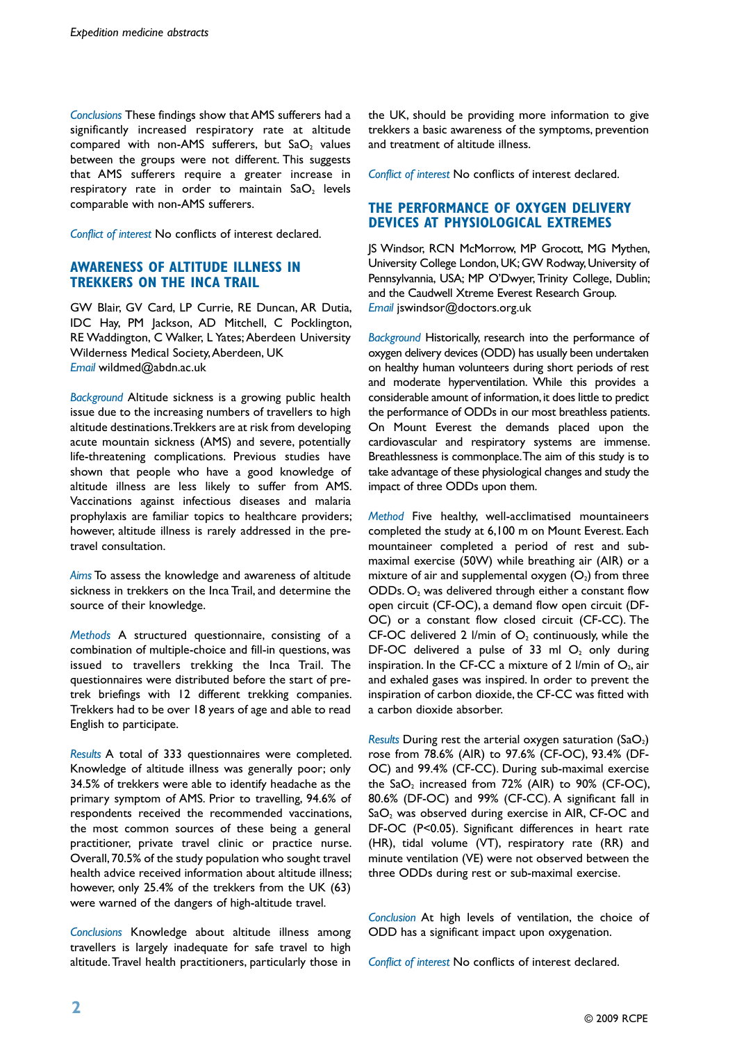*Conclusions* These findings show that AMS sufferers had a significantly increased respiratory rate at altitude compared with non-AMS sufferers, but $SaO_2$ values between the groups were not different. This suggests that AMS sufferers require a greater increase in respiratory rate in order to maintain $SaO_2$ levels comparable with non-AMS sufferers.

*Conflict of interest* No conflicts of interest declared.

## AWARENESS OF ALTITUDE ILLNESS IN TREKKERS ON THE INCA TRAIL

GW Blair, GV Card, LP Currie, RE Duncan, AR Dutia, IDC Hay, PM Jackson, AD Mitchell, C Pocklington, RE Waddington, C Walker, L Yates; Aberdeen University Wilderness Medical Society, Aberdeen, UK
*Email* wildmed@abdn.ac.uk

*Background* Altitude sickness is a growing public health issue due to the increasing numbers of travellers to high altitude destinations. Trekkers are at risk from developing acute mountain sickness (AMS) and severe, potentially life-threatening complications. Previous studies have shown that people who have a good knowledge of altitude illness are less likely to suffer from AMS. Vaccinations against infectious diseases and malaria prophylaxis are familiar topics to healthcare providers; however, altitude illness is rarely addressed in the pre-travel consultation.

*Aims* To assess the knowledge and awareness of altitude sickness in trekkers on the Inca Trail, and determine the source of their knowledge.

*Methods* A structured questionnaire, consisting of a combination of multiple-choice and fill-in questions, was issued to travellers trekking the Inca Trail. The questionnaires were distributed before the start of pre-trek briefings with 12 different trekking companies. Trekkers had to be over 18 years of age and able to read English to participate.

*Results* A total of 333 questionnaires were completed. Knowledge of altitude illness was generally poor; only 34.5% of trekkers were able to identify headache as the primary symptom of AMS. Prior to travelling, 94.6% of respondents received the recommended vaccinations, the most common sources of these being a general practitioner, private travel clinic or practice nurse. Overall, 70.5% of the study population who sought travel health advice received information about altitude illness; however, only 25.4% of the trekkers from the UK (63) were warned of the dangers of high-altitude travel.

*Conclusions* Knowledge about altitude illness among travellers is largely inadequate for safe travel to high altitude. Travel health practitioners, particularly those in the UK, should be providing more information to give trekkers a basic awareness of the symptoms, prevention and treatment of altitude illness.

*Conflict of interest* No conflicts of interest declared.

## THE PERFORMANCE OF OXYGEN DELIVERY DEVICES AT PHYSIOLOGICAL EXTREMES

JS Windsor, RCN McMorrow, MP Grocott, MG Mythen, University College London, UK; GW Rodway, University of Pennsylvannia, USA; MP O'Dwyer, Trinity College, Dublin; and the Caudwell Xtreme Everest Research Group.
*Email* jswindsor@doctors.org.uk

*Background* Historically, research into the performance of oxygen delivery devices (ODD) has usually been undertaken on healthy human volunteers during short periods of rest and moderate hyperventilation. While this provides a considerable amount of information, it does little to predict the performance of ODDs in our most breathless patients. On Mount Everest the demands placed upon the cardiovascular and respiratory systems are immense. Breathlessness is commonplace. The aim of this study is to take advantage of these physiological changes and study the impact of three ODDs upon them.

*Method* Five healthy, well-acclimatised mountaineers completed the study at 6,100 m on Mount Everest. Each mountaineer completed a period of rest and sub-maximal exercise (50W) while breathing air (AIR) or a mixture of air and supplemental oxygen ($O_2$) from three ODDs. $O_2$ was delivered through either a constant flow open circuit (CF-OC), a demand flow open circuit (DF-OC) or a constant flow closed circuit (CF-CC). The CF-OC delivered 2 l/min of $O_2$ continuously, while the DF-OC delivered a pulse of 33 ml $O_2$ only during inspiration. In the CF-CC a mixture of 2 l/min of $O_2$, air and exhaled gases was inspired. In order to prevent the inspiration of carbon dioxide, the CF-CC was fitted with a carbon dioxide absorber.

*Results* During rest the arterial oxygen saturation ($SaO_2$) rose from 78.6% (AIR) to 97.6% (CF-OC), 93.4% (DF-OC) and 99.4% (CF-CC). During sub-maximal exercise the $SaO_2$ increased from 72% (AIR) to 90% (CF-OC), 80.6% (DF-OC) and 99% (CF-CC). A significant fall in $SaO_2$ was observed during exercise in AIR, CF-OC and DF-OC ($P<0.05$). Significant differences in heart rate (HR), tidal volume (VT), respiratory rate (RR) and minute ventilation (VE) were not observed between the three ODDs during rest or sub-maximal exercise.

*Conclusion* At high levels of ventilation, the choice of ODD has a significant impact upon oxygenation.

*Conflict of interest* No conflicts of interest declared.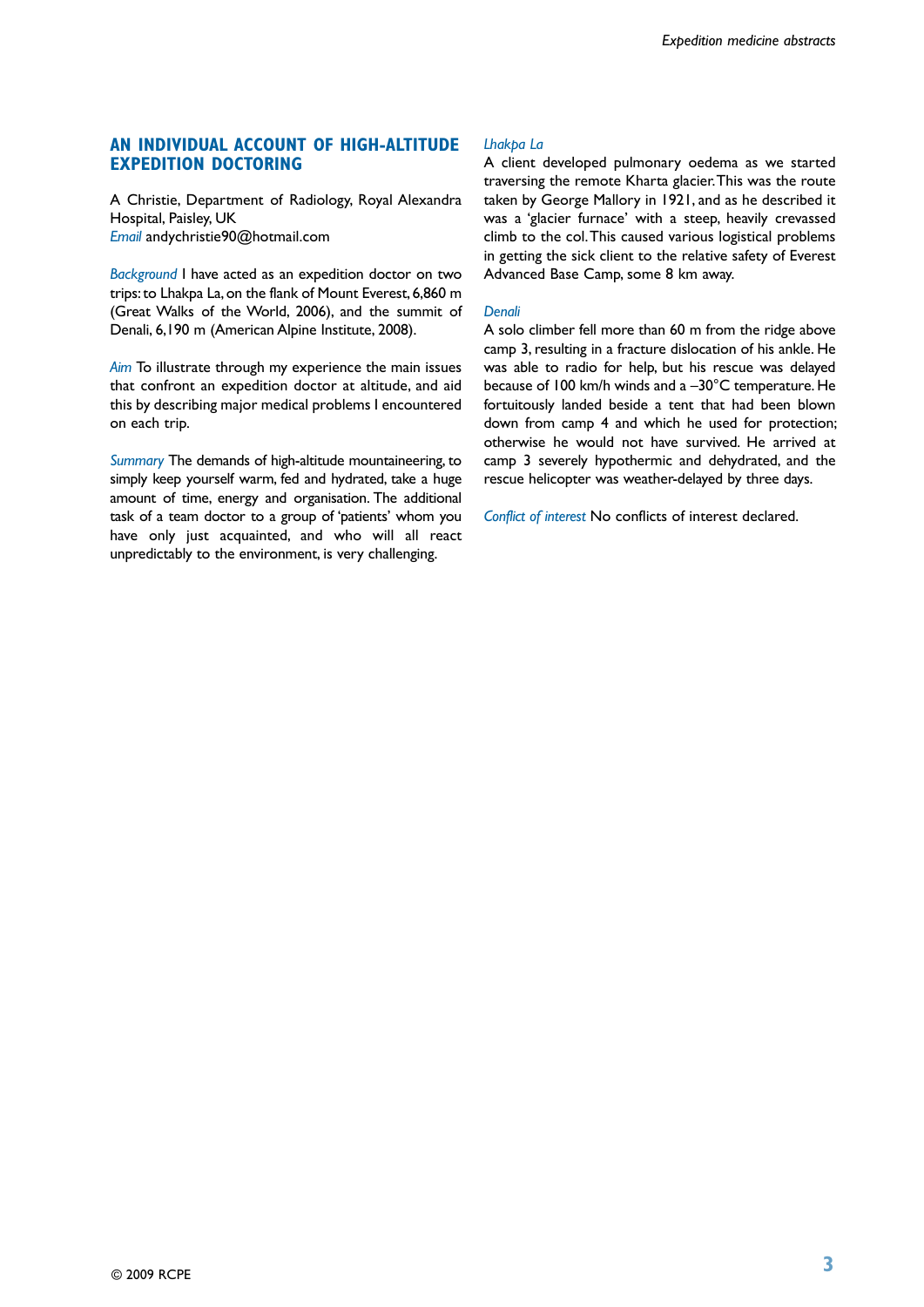## AN INDIVIDUAL ACCOUNT OF HIGH-ALTITUDE EXPEDITION DOCTORING

A Christie, Department of Radiology, Royal Alexandra Hospital, Paisley, UK
*Email* andychristie90@hotmail.com

*Background* I have acted as an expedition doctor on two trips: to Lhakpa La, on the flank of Mount Everest, 6,860 m (Great Walks of the World, 2006), and the summit of Denali, 6,190 m (American Alpine Institute, 2008).

*Aim* To illustrate through my experience the main issues that confront an expedition doctor at altitude, and aid this by describing major medical problems I encountered on each trip.

*Summary* The demands of high-altitude mountaineering, to simply keep yourself warm, fed and hydrated, take a huge amount of time, energy and organisation. The additional task of a team doctor to a group of 'patients' whom you have only just acquainted, and who will all react unpredictably to the environment, is very challenging.

*Lhakpa La*
A client developed pulmonary oedema as we started traversing the remote Kharta glacier. This was the route taken by George Mallory in 1921, and as he described it was a 'glacier furnace' with a steep, heavily crevassed climb to the col. This caused various logistical problems in getting the sick client to the relative safety of Everest Advanced Base Camp, some 8 km away.

*Denali*
A solo climber fell more than 60 m from the ridge above camp 3, resulting in a fracture dislocation of his ankle. He was able to radio for help, but his rescue was delayed because of 100 km/h winds and a –30°C temperature. He fortuitously landed beside a tent that had been blown down from camp 4 and which he used for protection; otherwise he would not have survived. He arrived at camp 3 severely hypothermic and dehydrated, and the rescue helicopter was weather-delayed by three days.

*Conflict of interest* No conflicts of interest declared.